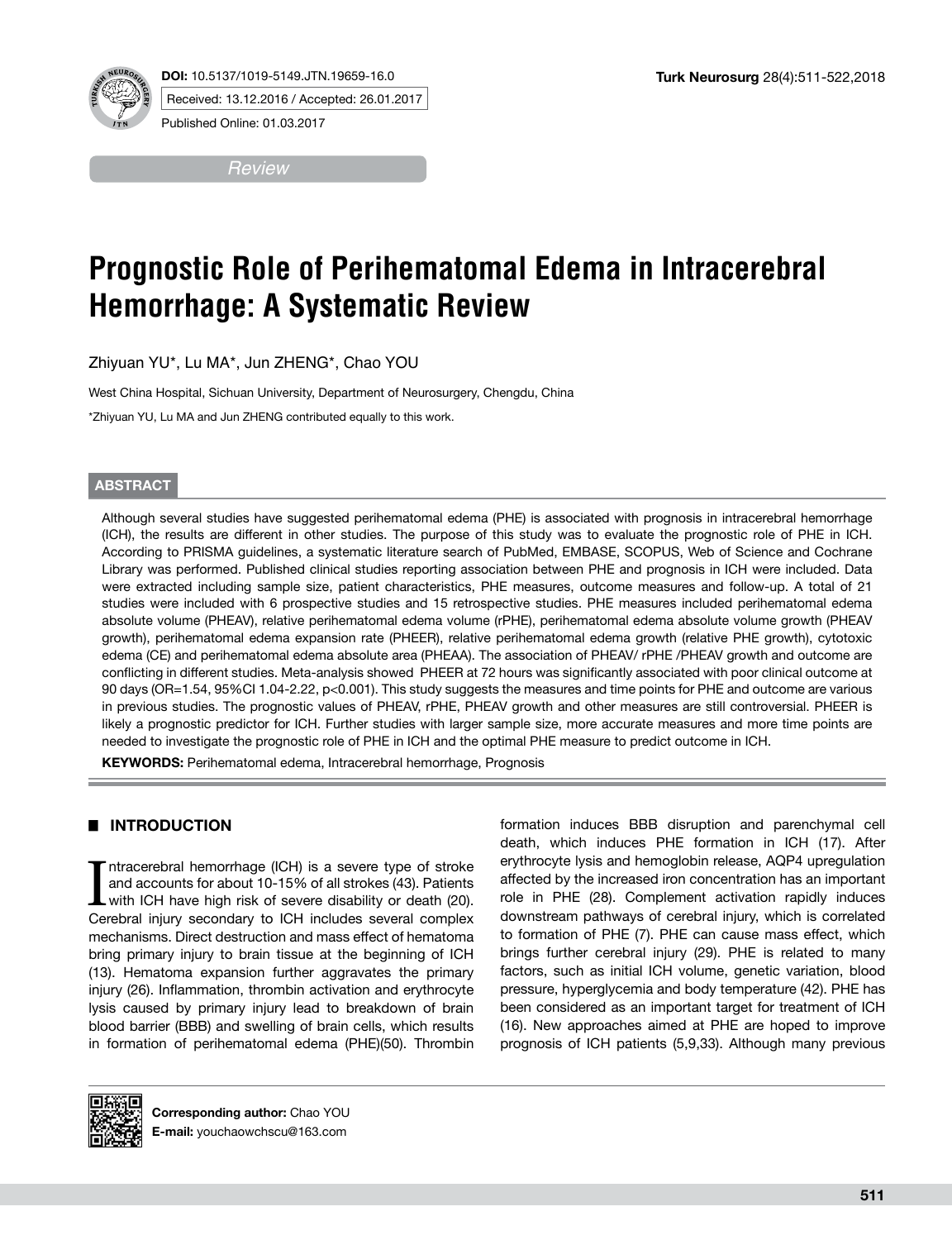**DOI:** 10.5137/1019-5149.JTN.19659-16.0

Received: 13.12.2016 / Accepted: 26.01.2017

Published Online: 01.03.2017

*Review*

# Prognostic Role of Perihematomal Edema in Intracerebral Hemorrhage: A Systematic Review

Zhiyuan YU*, Lu MA*, Jun ZHENG*, Chao YOU

West China Hospital, Sichuan University, Department of Neurosurgery, Chengdu, China

*Zhiyuan YU, Lu MA and Jun ZHENG contributed equally to this work.

## ABSTRACT

Although several studies have suggested perihematomal edema (PHE) is associated with prognosis in intracerebral hemorrhage (ICH), the results are different in other studies. The purpose of this study was to evaluate the prognostic role of PHE in ICH. According to PRISMA guidelines, a systematic literature search of PubMed, EMBASE, SCOPUS, Web of Science and Cochrane Library was performed. Published clinical studies reporting association between PHE and prognosis in ICH were included. Data were extracted including sample size, patient characteristics, PHE measures, outcome measures and follow-up. A total of 21 studies were included with 6 prospective studies and 15 retrospective studies. PHE measures included perihematomal edema absolute volume (PHEAV), relative perihematomal edema volume (rPHE), perihematomal edema absolute volume growth (PHEAV growth), perihematomal edema expansion rate (PHEER), relative perihematomal edema growth (relative PHE growth), cytotoxic edema (CE) and perihematomal edema absolute area (PHEAA). The association of PHEAV/ rPHE /PHEAV growth and outcome are conflicting in different studies. Meta-analysis showed PHEER at 72 hours was significantly associated with poor clinical outcome at 90 days (OR=1.54, 95%CI 1.04-2.22, p<0.001). This study suggests the measures and time points for PHE and outcome are various in previous studies. The prognostic values of PHEAV, rPHE, PHEAV growth and other measures are still controversial. PHEER is likely a prognostic predictor for ICH. Further studies with larger sample size, more accurate measures and more time points are needed to investigate the prognostic role of PHE in ICH and the optimal PHE measure to predict outcome in ICH.

**KEYWORDS:** Perihematomal edema, Intracerebral hemorrhage, Prognosis

## ■ INTRODUCTION

Intracerebral hemorrhage (ICH) is a severe type of stroke and accounts for about 10-15% of all strokes (43). Patients with ICH have high risk of severe disability or death (20). Cerebral injury secondary to ICH includes several complex mechanisms. Direct destruction and mass effect of hematoma bring primary injury to brain tissue at the beginning of ICH (13). Hematoma expansion further aggravates the primary injury (26). Inflammation, thrombin activation and erythrocyte lysis caused by primary injury lead to breakdown of brain blood barrier (BBB) and swelling of brain cells, which results in formation of perihematomal edema (PHE)(50). Thrombin formation induces BBB disruption and parenchymal cell death, which induces PHE formation in ICH (17). After erythrocyte lysis and hemoglobin release, AQP4 upregulation affected by the increased iron concentration has an important role in PHE (28). Complement activation rapidly induces downstream pathways of cerebral injury, which is correlated to formation of PHE (7). PHE can cause mass effect, which brings further cerebral injury (29). PHE is related to many factors, such as initial ICH volume, genetic variation, blood pressure, hyperglycemia and body temperature (42). PHE has been considered as an important target for treatment of ICH (16). New approaches aimed at PHE are hoped to improve prognosis of ICH patients (5,9,33). Although many previous

**Corresponding author:** Chao YOU
**E-mail:** youchaowchscu@163.com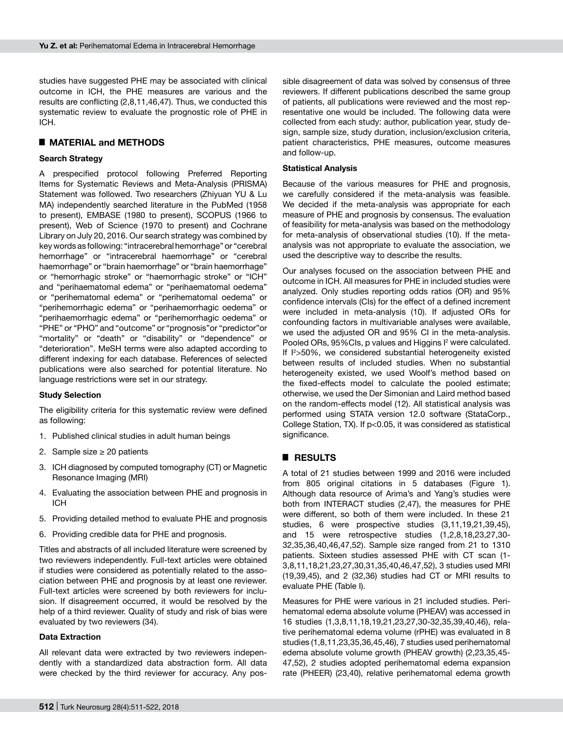studies have suggested PHE may be associated with clinical outcome in ICH, the PHE measures are various and the results are conflicting (2,8,11,46,47). Thus, we conducted this systematic review to evaluate the prognostic role of PHE in ICH.

## MATERIAL and METHODS

### Search Strategy

A prespecified protocol following Preferred Reporting Items for Systematic Reviews and Meta-Analysis (PRISMA) Statement was followed. Two researchers (Zhiyuan YU & Lu MA) independently searched literature in the PubMed (1958 to present), EMBASE (1980 to present), SCOPUS (1966 to present), Web of Science (1970 to present) and Cochrane Library on July 20, 2016. Our search strategy was combined by key words as following: "intracerebral hemorrhage" or "cerebral hemorrhage" or "intracerebral haemorrhage" or "cerebral haemorrhage" or "brain haemorrhage" or "brain haemorrhage" or "hemorrhagic stroke" or "haemorrhagic stroke" or "ICH" and "perihaematomal edema" or "perihaematomal oedema" or "perihematomal edema" or "perihematomal oedema" or "perihemorrhagic edema" or "perihaemorrhagic oedema" or "perihaemorrhagic edema" or "perihemorrhagic oedema" or "PHE" or "PHO" and "outcome" or "prognosis"or "predictor"or "mortality" or "death" or "disability" or "dependence" or "deterioration". MeSH terms were also adapted according to different indexing for each database. References of selected publications were also searched for potential literature. No language restrictions were set in our strategy.

### Study Selection

The eligibility criteria for this systematic review were defined as following:

1. Published clinical studies in adult human beings
2. Sample size ≥ 20 patients
3. ICH diagnosed by computed tomography (CT) or Magnetic Resonance Imaging (MRI)
4. Evaluating the association between PHE and prognosis in ICH
5. Providing detailed method to evaluate PHE and prognosis
6. Providing credible data for PHE and prognosis.

Titles and abstracts of all included literature were screened by two reviewers independently. Full-text articles were obtained if studies were considered as potentially related to the association between PHE and prognosis by at least one reviewer. Full-text articles were screened by both reviewers for inclusion. If disagreement occurred, it would be resolved by the help of a third reviewer. Quality of study and risk of bias were evaluated by two reviewers (34).

### Data Extraction

All relevant data were extracted by two reviewers independently with a standardized data abstraction form. All data were checked by the third reviewer for accuracy. Any possible disagreement of data was solved by consensus of three reviewers. If different publications described the same group of patients, all publications were reviewed and the most representative one would be included. The following data were collected from each study: author, publication year, study design, sample size, study duration, inclusion/exclusion criteria, patient characteristics, PHE measures, outcome measures and follow-up.

### Statistical Analysis

Because of the various measures for PHE and prognosis, we carefully considered if the meta-analysis was feasible. We decided if the meta-analysis was appropriate for each measure of PHE and prognosis by consensus. The evaluation of feasibility for meta-analysis was based on the methodology for meta-analysis of observational studies (10). If the meta-analysis was not appropriate to evaluate the association, we used the descriptive way to describe the results.

Our analyses focused on the association between PHE and outcome in ICH. All measures for PHE in included studies were analyzed. Only studies reporting odds ratios (OR) and 95% confidence intervals (CIs) for the effect of a defined increment were included in meta-analysis (10). If adjusted ORs for confounding factors in multivariable analyses were available, we used the adjusted OR and 95% CI in the meta-analysis. Pooled ORs, 95%CIs, p values and Higgins $I^2$ were calculated. If $I^2>50\%$, we considered substantial heterogeneity existed between results of included studies. When no substantial heterogeneity existed, we used Woolf's method based on the fixed-effects model to calculate the pooled estimate; otherwise, we used the Der Simonian and Laird method based on the random-effects model (12). All statistical analysis was performed using STATA version 12.0 software (StataCorp., College Station, TX). If $p<0.05$, it was considered as statistical significance.

## RESULTS

A total of 21 studies between 1999 and 2016 were included from 805 original citations in 5 databases (Figure 1). Although data resource of Arima's and Yang's studies were both from INTERACT studies (2,47), the measures for PHE were different, so both of them were included. In these 21 studies, 6 were prospective studies (3,11,19,21,39,45), and 15 were retrospective studies (1,2,8,18,23,27,30-32,35,36,40,46,47,52). Sample size ranged from 21 to 1310 patients. Sixteen studies assessed PHE with CT scan (1-3,8,11,18,21,23,27,30,31,35,40,46,47,52), 3 studies used MRI (19,39,45), and 2 (32,36) studies had CT or MRI results to evaluate PHE (Table I).

Measures for PHE were various in 21 included studies. Perihematomal edema absolute volume (PHEAV) was accessed in 16 studies (1,3,8,11,18,19,21,23,27,30-32,35,39,40,46), relative perihematomal edema volume (rPHE) was evaluated in 8 studies (1,8,11,23,35,36,45,46), 7 studies used perihematomal edema absolute volume growth (PHEAV growth) (2,23,35,45-47,52), 2 studies adopted perihematomal edema expansion rate (PHEER) (23,40), relative perihematomal edema growth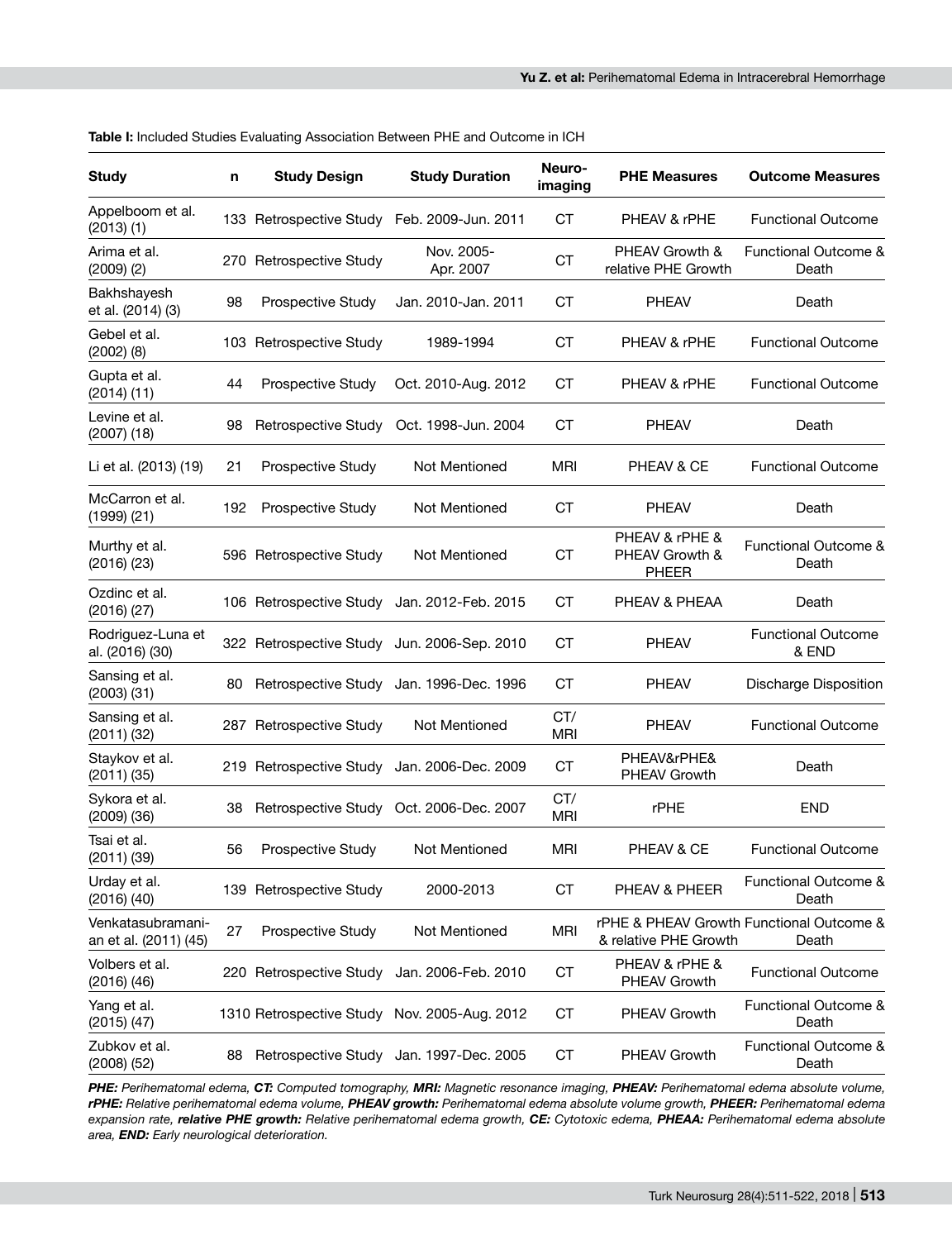**Table I:** Included Studies Evaluating Association Between PHE and Outcome in ICH

| Study | n | Study Design | Study Duration | Neuro-imaging | PHE Measures | Outcome Measures |
|---|---|---|---|---|---|---|
| Appelboom et al. (2013) (1) | 133 | Retrospective Study | Feb. 2009-Jun. 2011 | CT | PHEAV & rPHE | Functional Outcome |
| Arima et al. (2009) (2) | 270 | Retrospective Study | Nov. 2005-Apr. 2007 | CT | PHEAV Growth & relative PHE Growth | Functional Outcome & Death |
| Bakhshayesh et al. (2014) (3) | 98 | Prospective Study | Jan. 2010-Jan. 2011 | CT | PHEAV | Death |
| Gebel et al. (2002) (8) | 103 | Retrospective Study | 1989-1994 | CT | PHEAV & rPHE | Functional Outcome |
| Gupta et al. (2014) (11) | 44 | Prospective Study | Oct. 2010-Aug. 2012 | CT | PHEAV & rPHE | Functional Outcome |
| Levine et al. (2007) (18) | 98 | Retrospective Study | Oct. 1998-Jun. 2004 | CT | PHEAV | Death |
| Li et al. (2013) (19) | 21 | Prospective Study | Not Mentioned | MRI | PHEAV & CE | Functional Outcome |
| McCarron et al. (1999) (21) | 192 | Prospective Study | Not Mentioned | CT | PHEAV | Death |
| Murthy et al. (2016) (23) | 596 | Retrospective Study | Not Mentioned | CT | PHEAV & rPHE & PHEAV Growth & PHEER | Functional Outcome & Death |
| Ozdinc et al. (2016) (27) | 106 | Retrospective Study | Jan. 2012-Feb. 2015 | CT | PHEAV & PHEAA | Death |
| Rodriguez-Luna et al. (2016) (30) | 322 | Retrospective Study | Jun. 2006-Sep. 2010 | CT | PHEAV | Functional Outcome & END |
| Sansing et al. (2003) (31) | 80 | Retrospective Study | Jan. 1996-Dec. 1996 | CT | PHEAV | Discharge Disposition |
| Sansing et al. (2011) (32) | 287 | Retrospective Study | Not Mentioned | CT/MRI | PHEAV | Functional Outcome |
| Staykov et al. (2011) (35) | 219 | Retrospective Study | Jan. 2006-Dec. 2009 | CT | PHEAV&rPHE& PHEAV Growth | Death |
| Sykora et al. (2009) (36) | 38 | Retrospective Study | Oct. 2006-Dec. 2007 | CT/MRI | rPHE | END |
| Tsai et al. (2011) (39) | 56 | Prospective Study | Not Mentioned | MRI | PHEAV & CE | Functional Outcome |
| Urday et al. (2016) (40) | 139 | Retrospective Study | 2000-2013 | CT | PHEAV & PHEER | Functional Outcome & Death |
| Venkatasubramanian et al. (2011) (45) | 27 | Prospective Study | Not Mentioned | MRI | rPHE & PHEAV Growth & relative PHE Growth | Functional Outcome & Death |
| Volbers et al. (2016) (46) | 220 | Retrospective Study | Jan. 2006-Feb. 2010 | CT | PHEAV & rPHE & PHEAV Growth | Functional Outcome |
| Yang et al. (2015) (47) | 1310 | Retrospective Study | Nov. 2005-Aug. 2012 | CT | PHEAV Growth | Functional Outcome & Death |
| Zubkov et al. (2008) (52) | 88 | Retrospective Study | Jan. 1997-Dec. 2005 | CT | PHEAV Growth | Functional Outcome & Death |

***PHE:** Perihematomal edema, **CT:** Computed tomography, **MRI:** Magnetic resonance imaging, **PHEAV:** Perihematomal edema absolute volume, **rPHE:** Relative perihematomal edema volume, **PHEAV growth:** Perihematomal edema absolute volume growth, **PHEER:** Perihematomal edema expansion rate, **relative PHE growth:** Relative perihematomal edema growth, **CE:** Cytotoxic edema, **PHEAA:** Perihematomal edema absolute area, **END:** Early neurological deterioration.*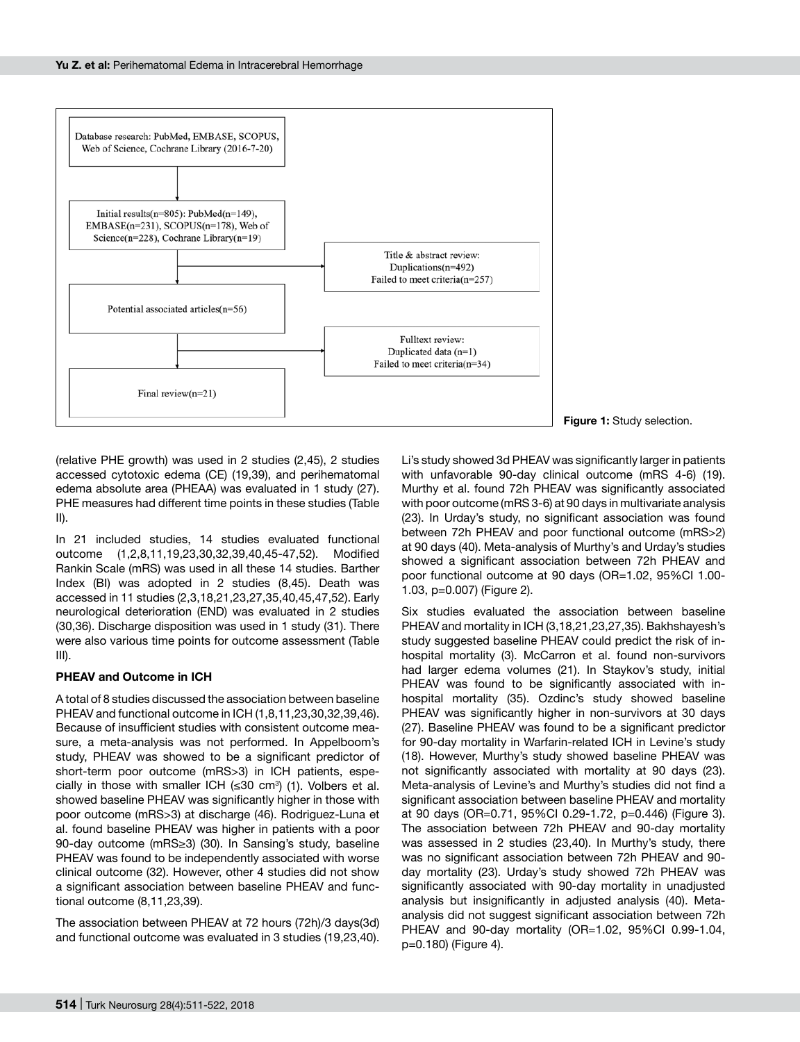Database research: PubMed, EMBASE, SCOPUS, Web of Science, Cochrane Library (2016-7-20)

Initial results(n=805): PubMed(n=149), EMBASE(n=231), SCOPUS(n=178), Web of Science(n=228), Cochrane Library(n=19)

Title & abstract review: Duplications(n=492) Failed to meet criteria(n=257)

Potential associated articles(n=56)

Fulltext review: Duplicated data (n=1) Failed to meet criteria(n=34)

Final review(n=21)

**Figure 1:** Study selection.

(relative PHE growth) was used in 2 studies (2,45), 2 studies accessed cytotoxic edema (CE) (19,39), and perihematomal edema absolute area (PHEAA) was evaluated in 1 study (27). PHE measures had different time points in these studies (Table II).

In 21 included studies, 14 studies evaluated functional outcome (1,2,8,11,19,23,30,32,39,40,45-47,52). Modified Rankin Scale (mRS) was used in all these 14 studies. Barther Index (BI) was adopted in 2 studies (8,45). Death was accessed in 11 studies (2,3,18,21,23,27,35,40,45,47,52). Early neurological deterioration (END) was evaluated in 2 studies (30,36). Discharge disposition was used in 1 study (31). There were also various time points for outcome assessment (Table III).

### PHEAV and Outcome in ICH

A total of 8 studies discussed the association between baseline PHEAV and functional outcome in ICH (1,8,11,23,30,32,39,46). Because of insufficient studies with consistent outcome measure, a meta-analysis was not performed. In Appelboom's study, PHEAV was showed to be a significant predictor of short-term poor outcome (mRS>3) in ICH patients, especially in those with smaller ICH (≤30 $cm^3$) (1). Volbers et al. showed baseline PHEAV was significantly higher in those with poor outcome (mRS>3) at discharge (46). Rodriguez-Luna et al. found baseline PHEAV was higher in patients with a poor 90-day outcome (mRS≥3) (30). In Sansing's study, baseline PHEAV was found to be independently associated with worse clinical outcome (32). However, other 4 studies did not show a significant association between baseline PHEAV and functional outcome (8,11,23,39).

The association between PHEAV at 72 hours (72h)/3 days(3d) and functional outcome was evaluated in 3 studies (19,23,40). Li's study showed 3d PHEAV was significantly larger in patients with unfavorable 90-day clinical outcome (mRS 4-6) (19). Murthy et al. found 72h PHEAV was significantly associated with poor outcome (mRS 3-6) at 90 days in multivariate analysis (23). In Urday's study, no significant association was found between 72h PHEAV and poor functional outcome (mRS>2) at 90 days (40). Meta-analysis of Murthy's and Urday's studies showed a significant association between 72h PHEAV and poor functional outcome at 90 days (OR=1.02, 95%CI 1.00-1.03, p=0.007) (Figure 2).

Six studies evaluated the association between baseline PHEAV and mortality in ICH (3,18,21,23,27,35). Bakhshayesh's study suggested baseline PHEAV could predict the risk of in-hospital mortality (3). McCarron et al. found non-survivors had larger edema volumes (21). In Staykov's study, initial PHEAV was found to be significantly associated with in-hospital mortality (35). Ozdinc's study showed baseline PHEAV was significantly higher in non-survivors at 30 days (27). Baseline PHEAV was found to be a significant predictor for 90-day mortality in Warfarin-related ICH in Levine's study (18). However, Murthy's study showed baseline PHEAV was not significantly associated with mortality at 90 days (23). Meta-analysis of Levine's and Murthy's studies did not find a significant association between baseline PHEAV and mortality at 90 days (OR=0.71, 95%CI 0.29-1.72, p=0.446) (Figure 3). The association between 72h PHEAV and 90-day mortality was assessed in 2 studies (23,40). In Murthy's study, there was no significant association between 72h PHEAV and 90-day mortality (23). Urday's study showed 72h PHEAV was significantly associated with 90-day mortality in unadjusted analysis but insignificantly in adjusted analysis (40). Meta-analysis did not suggest significant association between 72h PHEAV and 90-day mortality (OR=1.02, 95%CI 0.99-1.04, p=0.180) (Figure 4).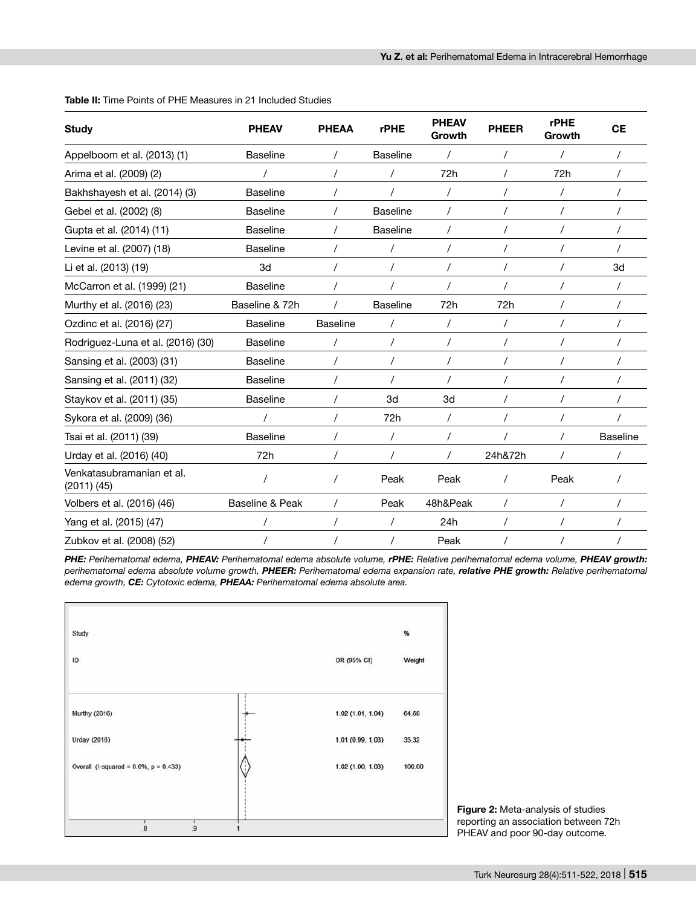**Table II:** Time Points of PHE Measures in 21 Included Studies

| Study | PHEAV | PHEAA | rPHE | PHEAV Growth | PHEER | rPHE Growth | CE |
|---|---|---|---|---|---|---|---|
| Appelboom et al. (2013) (1) | Baseline | / | Baseline | / | / | / | / |
| Arima et al. (2009) (2) | / | / | / | 72h | / | 72h | / |
| Bakhshayesh et al. (2014) (3) | Baseline | / | / | / | / | / | / |
| Gebel et al. (2002) (8) | Baseline | / | Baseline | / | / | / | / |
| Gupta et al. (2014) (11) | Baseline | / | Baseline | / | / | / | / |
| Levine et al. (2007) (18) | Baseline | / | / | / | / | / | / |
| Li et al. (2013) (19) | 3d | / | / | / | / | / | 3d |
| McCarron et al. (1999) (21) | Baseline | / | / | / | / | / | / |
| Murthy et al. (2016) (23) | Baseline & 72h | / | Baseline | 72h | 72h | / | / |
| Ozdinc et al. (2016) (27) | Baseline | Baseline | / | / | / | / | / |
| Rodriguez-Luna et al. (2016) (30) | Baseline | / | / | / | / | / | / |
| Sansing et al. (2003) (31) | Baseline | / | / | / | / | / | / |
| Sansing et al. (2011) (32) | Baseline | / | / | / | / | / | / |
| Staykov et al. (2011) (35) | Baseline | / | 3d | 3d | / | / | / |
| Sykora et al. (2009) (36) | / | / | 72h | / | / | / | / |
| Tsai et al. (2011) (39) | Baseline | / | / | / | / | / | Baseline |
| Urday et al. (2016) (40) | 72h | / | / | / | 24h&72h | / | / |
| Venkatasubramanian et al. (2011) (45) | / | / | Peak | Peak | / | Peak | / |
| Volbers et al. (2016) (46) | Baseline & Peak | / | Peak | 48h&Peak | / | / | / |
| Yang et al. (2015) (47) | / | / | / | 24h | / | / | / |
| Zubkov et al. (2008) (52) | / | / | / | Peak | / | / | / |

***PHE:*** *Perihematomal edema,* ***PHEAV:*** *Perihematomal edema absolute volume,* ***rPHE:*** *Relative perihematomal edema volume,* ***PHEAV growth:*** *perihematomal edema absolute volume growth,* ***PHEER:*** *Perihematomal edema expansion rate,* ***relative PHE growth:*** *Relative perihematomal edema growth,* ***CE:*** *Cytotoxic edema,* ***PHEAA:*** *Perihematomal edema absolute area.*

| Study ID | OR (95% CI) | % Weight |
|---|---|---|
| Murthy (2016) | 1.02 (1.01, 1.04) | 64.68 |
| Urday (2016) | 1.01 (0.99, 1.03) | 35.32 |
| Overall (I-squared = 0.0%, p = 0.433) | 1.02 (1.00, 1.03) | 100.00 |

**Figure 2:** Meta-analysis of studies reporting an association between 72h PHEAV and poor 90-day outcome.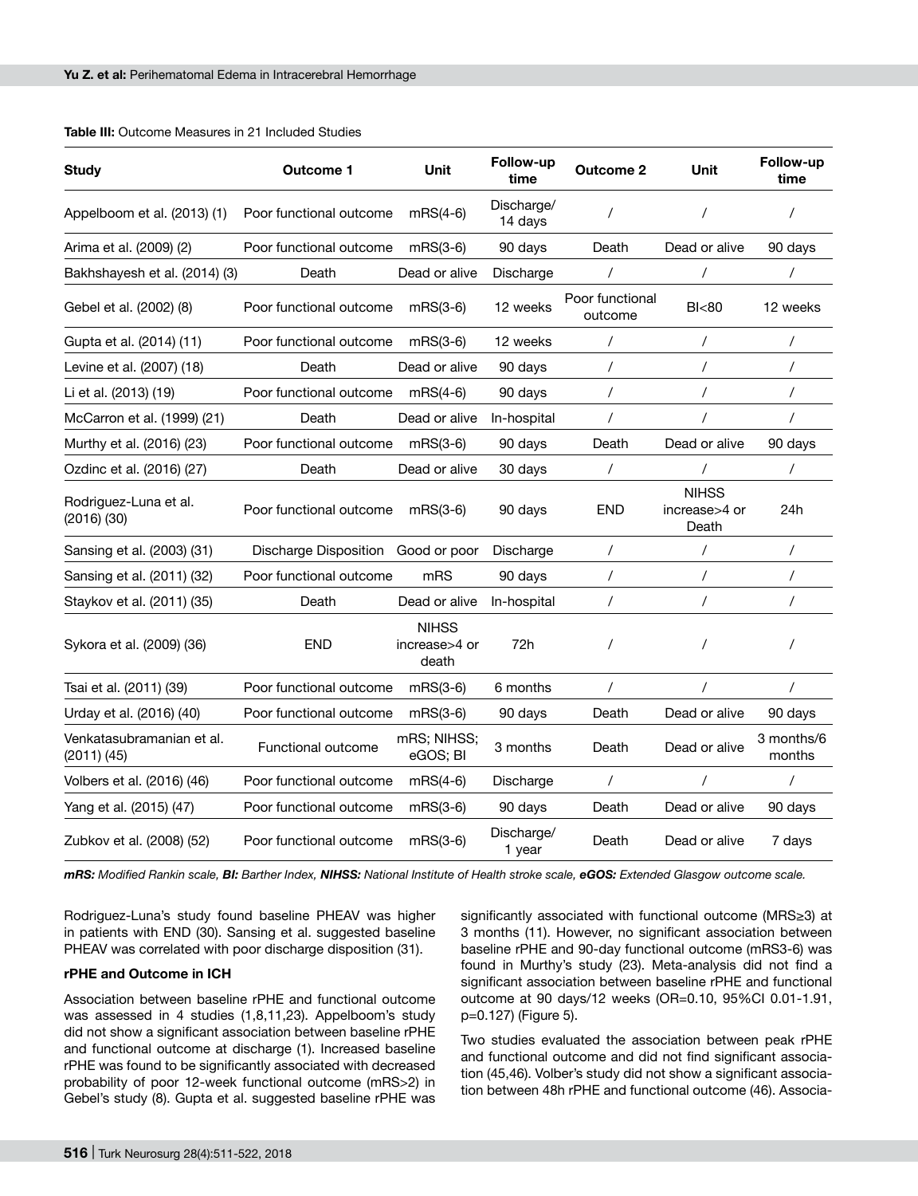**Table III:** Outcome Measures in 21 Included Studies

| Study | Outcome 1 | Unit | Follow-up time | Outcome 2 | Unit | Follow-up time |
|---|---|---|---|---|---|---|
| Appelboom et al. (2013) (1) | Poor functional outcome | mRS(4-6) | Discharge/ 14 days | / | / | / |
| Arima et al. (2009) (2) | Poor functional outcome | mRS(3-6) | 90 days | Death | Dead or alive | 90 days |
| Bakhshayesh et al. (2014) (3) | Death | Dead or alive | Discharge | / | / | / |
| Gebel et al. (2002) (8) | Poor functional outcome | mRS(3-6) | 12 weeks | Poor functional outcome | BI<80 | 12 weeks |
| Gupta et al. (2014) (11) | Poor functional outcome | mRS(3-6) | 12 weeks | / | / | / |
| Levine et al. (2007) (18) | Death | Dead or alive | 90 days | / | / | / |
| Li et al. (2013) (19) | Poor functional outcome | mRS(4-6) | 90 days | / | / | / |
| McCarron et al. (1999) (21) | Death | Dead or alive | In-hospital | / | / | / |
| Murthy et al. (2016) (23) | Poor functional outcome | mRS(3-6) | 90 days | Death | Dead or alive | 90 days |
| Ozdinc et al. (2016) (27) | Death | Dead or alive | 30 days | / | / | / |
| Rodriguez-Luna et al. (2016) (30) | Poor functional outcome | mRS(3-6) | 90 days | END | NIHSS increase>4 or Death | 24h |
| Sansing et al. (2003) (31) | Discharge Disposition | Good or poor | Discharge | / | / | / |
| Sansing et al. (2011) (32) | Poor functional outcome | mRS | 90 days | / | / | / |
| Staykov et al. (2011) (35) | Death | Dead or alive | In-hospital | / | / | / |
| Sykora et al. (2009) (36) | END | NIHSS increase>4 or death | 72h | / | / | / |
| Tsai et al. (2011) (39) | Poor functional outcome | mRS(3-6) | 6 months | / | / | / |
| Urday et al. (2016) (40) | Poor functional outcome | mRS(3-6) | 90 days | Death | Dead or alive | 90 days |
| Venkatasubramanian et al. (2011) (45) | Functional outcome | mRS; NIHSS; eGOS; BI | 3 months | Death | Dead or alive | 3 months/6 months |
| Volbers et al. (2016) (46) | Poor functional outcome | mRS(4-6) | Discharge | / | / | / |
| Yang et al. (2015) (47) | Poor functional outcome | mRS(3-6) | 90 days | Death | Dead or alive | 90 days |
| Zubkov et al. (2008) (52) | Poor functional outcome | mRS(3-6) | Discharge/ 1 year | Death | Dead or alive | 7 days |

***mRS:** Modified Rankin scale, **BI:** Barther Index, **NIHSS:** National Institute of Health stroke scale, **eGOS:** Extended Glasgow outcome scale.*

Rodriguez-Luna's study found baseline PHEAV was higher in patients with END (30). Sansing et al. suggested baseline PHEAV was correlated with poor discharge disposition (31).

**rPHE and Outcome in ICH**

Association between baseline rPHE and functional outcome was assessed in 4 studies (1,8,11,23). Appelboom's study did not show a significant association between baseline rPHE and functional outcome at discharge (1). Increased baseline rPHE was found to be significantly associated with decreased probability of poor 12-week functional outcome (mRS>2) in Gebel's study (8). Gupta et al. suggested baseline rPHE was significantly associated with functional outcome (MRS≥3) at 3 months (11). However, no significant association between baseline rPHE and 90-day functional outcome (mRS3-6) was found in Murthy's study (23). Meta-analysis did not find a significant association between baseline rPHE and functional outcome at 90 days/12 weeks (OR=0.10, 95%CI 0.01-1.91, p=0.127) (Figure 5).

Two studies evaluated the association between peak rPHE and functional outcome and did not find significant association (45,46). Volber's study did not show a significant association between 48h rPHE and functional outcome (46). Associa-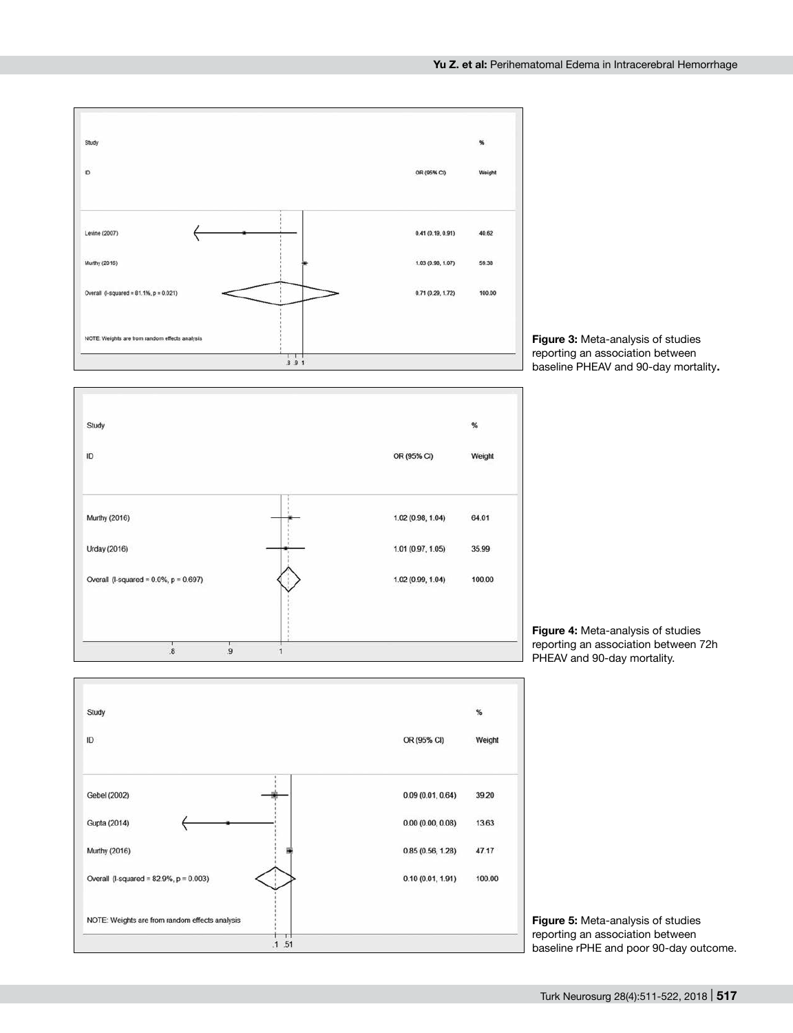| Study ID | OR (95% CI) | % Weight |
|---|---|---|
| Levine (2007) | 0.41 (0.19, 0.91) | 40.62 |
| Murthy (2016) | 1.03 (0.98, 1.07) | 59.38 |
| Overall (I-squared = 81.1%, p = 0.021) | 0.71 (0.29, 1.72) | 100.00 |

NOTE: Weights are from random effects analysis

**Figure 3:** Meta-analysis of studies reporting an association between baseline PHEAV and 90-day mortality.

| Study ID | OR (95% CI) | % Weight |
|---|---|---|
| Murthy (2016) | 1.02 (0.98, 1.04) | 64.01 |
| Urday (2016) | 1.01 (0.97, 1.05) | 35.99 |
| Overall (I-squared = 0.0%, p = 0.697) | 1.02 (0.99, 1.04) | 100.00 |

**Figure 4:** Meta-analysis of studies reporting an association between 72h PHEAV and 90-day mortality.

| Study ID | OR (95% CI) | % Weight |
|---|---|---|
| Gebel (2002) | 0.09 (0.01, 0.64) | 39.20 |
| Gupta (2014) | 0.00 (0.00, 0.08) | 13.63 |
| Murthy (2016) | 0.85 (0.56, 1.28) | 47.17 |
| Overall (I-squared = 82.9%, p = 0.003) | 0.10 (0.01, 1.91) | 100.00 |

NOTE: Weights are from random effects analysis

**Figure 5:** Meta-analysis of studies reporting an association between baseline rPHE and poor 90-day outcome.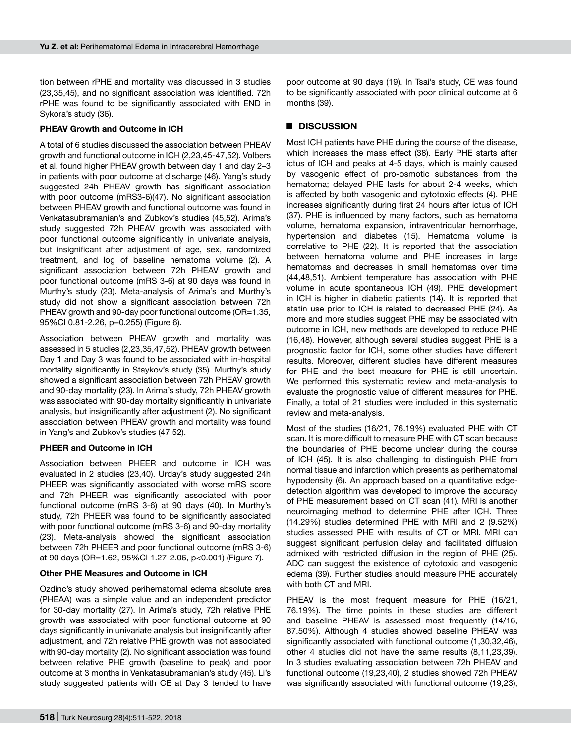tion between rPHE and mortality was discussed in 3 studies (23,35,45), and no significant association was identified. 72h rPHE was found to be significantly associated with END in Sykora's study (36).

**PHEAV Growth and Outcome in ICH**

A total of 6 studies discussed the association between PHEAV growth and functional outcome in ICH (2,23,45-47,52). Volbers et al. found higher PHEAV growth between day 1 and day 2–3 in patients with poor outcome at discharge (46). Yang's study suggested 24h PHEAV growth has significant association with poor outcome (mRS3-6)(47). No significant association between PHEAV growth and functional outcome was found in Venkatasubramanian's and Zubkov's studies (45,52). Arima's study suggested 72h PHEAV growth was associated with poor functional outcome significantly in univariate analysis, but insignificant after adjustment of age, sex, randomized treatment, and log of baseline hematoma volume (2). A significant association between 72h PHEAV growth and poor functional outcome (mRS 3-6) at 90 days was found in Murthy's study (23). Meta-analysis of Arima's and Murthy's study did not show a significant association between 72h PHEAV growth and 90-day poor functional outcome (OR=1.35, 95%CI 0.81-2.26, p=0.255) (Figure 6).

Association between PHEAV growth and mortality was assessed in 5 studies (2,23,35,47,52). PHEAV growth between Day 1 and Day 3 was found to be associated with in-hospital mortality significantly in Staykov's study (35). Murthy's study showed a significant association between 72h PHEAV growth and 90-day mortality (23). In Arima's study, 72h PHEAV growth was associated with 90-day mortality significantly in univariate analysis, but insignificantly after adjustment (2). No significant association between PHEAV growth and mortality was found in Yang's and Zubkov's studies (47,52).

**PHEER and Outcome in ICH**

Association between PHEER and outcome in ICH was evaluated in 2 studies (23,40). Urday's study suggested 24h PHEER was significantly associated with worse mRS score and 72h PHEER was significantly associated with poor functional outcome (mRS 3-6) at 90 days (40). In Murthy's study, 72h PHEER was found to be significantly associated with poor functional outcome (mRS 3-6) and 90-day mortality (23). Meta-analysis showed the significant association between 72h PHEER and poor functional outcome (mRS 3-6) at 90 days (OR=1.62, 95%CI 1.27-2.06, p<0.001) (Figure 7).

**Other PHE Measures and Outcome in ICH**

Ozdinc's study showed perihematomal edema absolute area (PHEAA) was a simple value and an independent predictor for 30-day mortality (27). In Arima's study, 72h relative PHE growth was associated with poor functional outcome at 90 days significantly in univariate analysis but insignificantly after adjustment, and 72h relative PHE growth was not associated with 90-day mortality (2). No significant association was found between relative PHE growth (baseline to peak) and poor outcome at 3 months in Venkatasubramanian's study (45). Li's study suggested patients with CE at Day 3 tended to have poor outcome at 90 days (19). In Tsai's study, CE was found to be significantly associated with poor clinical outcome at 6 months (39).

## DISCUSSION

Most ICH patients have PHE during the course of the disease, which increases the mass effect (38). Early PHE starts after ictus of ICH and peaks at 4-5 days, which is mainly caused by vasogenic effect of pro-osmotic substances from the hematoma; delayed PHE lasts for about 2-4 weeks, which is affected by both vasogenic and cytotoxic effects (4). PHE increases significantly during first 24 hours after ictus of ICH (37). PHE is influenced by many factors, such as hematoma volume, hematoma expansion, intraventricular hemorrhage, hypertension and diabetes (15). Hematoma volume is correlative to PHE (22). It is reported that the association between hematoma volume and PHE increases in large hematomas and decreases in small hematomas over time (44,48,51). Ambient temperature has association with PHE volume in acute spontaneous ICH (49). PHE development in ICH is higher in diabetic patients (14). It is reported that statin use prior to ICH is related to decreased PHE (24). As more and more studies suggest PHE may be associated with outcome in ICH, new methods are developed to reduce PHE (16,48). However, although several studies suggest PHE is a prognostic factor for ICH, some other studies have different results. Moreover, different studies have different measures for PHE and the best measure for PHE is still uncertain. We performed this systematic review and meta-analysis to evaluate the prognostic value of different measures for PHE. Finally, a total of 21 studies were included in this systematic review and meta-analysis.

Most of the studies (16/21, 76.19%) evaluated PHE with CT scan. It is more difficult to measure PHE with CT scan because the boundaries of PHE become unclear during the course of ICH (45). It is also challenging to distinguish PHE from normal tissue and infarction which presents as perihematomal hypodensity (6). An approach based on a quantitative edge-detection algorithm was developed to improve the accuracy of PHE measurement based on CT scan (41). MRI is another neuroimaging method to determine PHE after ICH. Three (14.29%) studies determined PHE with MRI and 2 (9.52%) studies assessed PHE with results of CT or MRI. MRI can suggest significant perfusion delay and facilitated diffusion admixed with restricted diffusion in the region of PHE (25). ADC can suggest the existence of cytotoxic and vasogenic edema (39). Further studies should measure PHE accurately with both CT and MRI.

PHEAV is the most frequent measure for PHE (16/21, 76.19%). The time points in these studies are different and baseline PHEAV is assessed most frequently (14/16, 87.50%). Although 4 studies showed baseline PHEAV was significantly associated with functional outcome (1,30,32,46), other 4 studies did not have the same results (8,11,23,39). In 3 studies evaluating association between 72h PHEAV and functional outcome (19,23,40), 2 studies showed 72h PHEAV was significantly associated with functional outcome (19,23),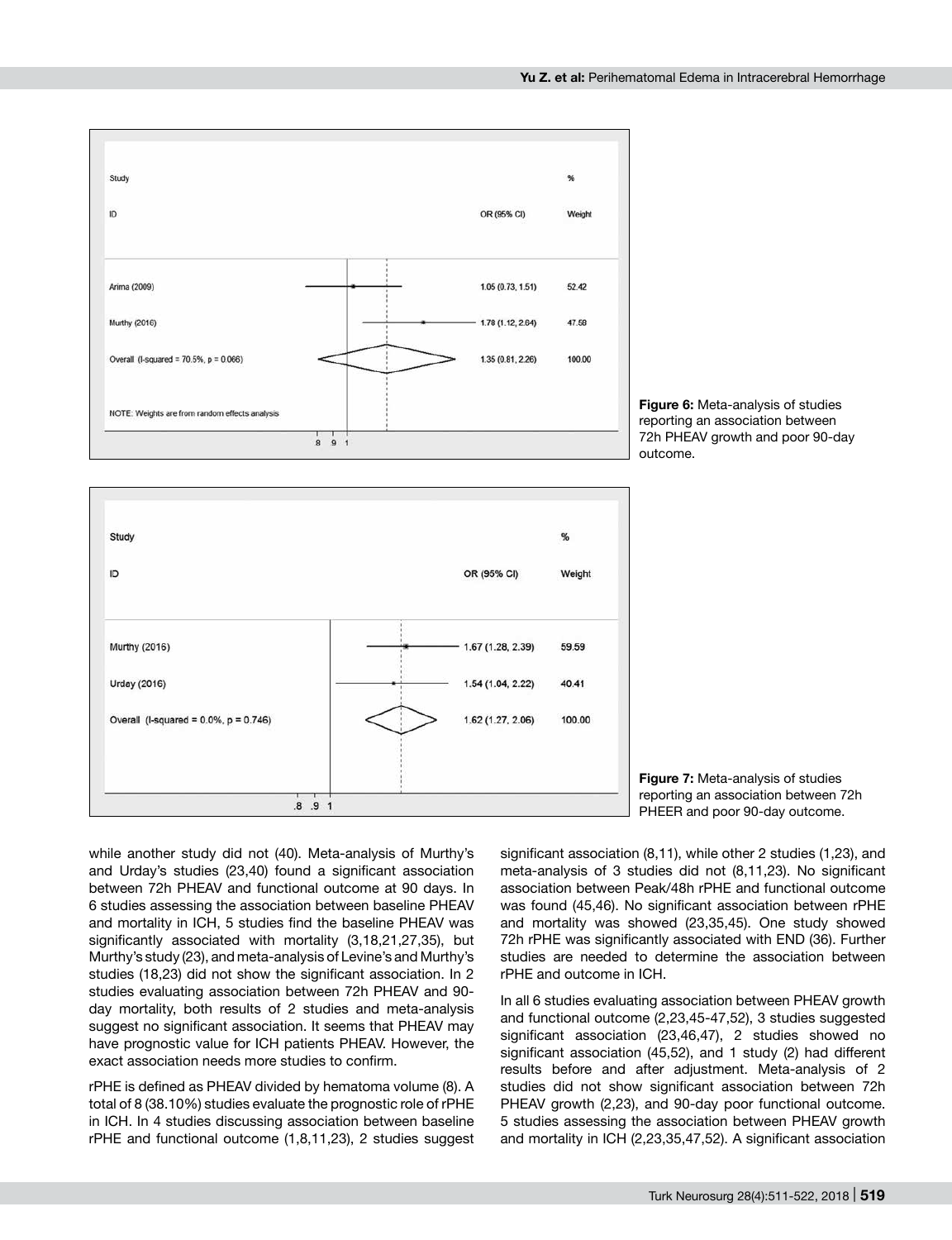| Study ID | OR (95% CI) | % Weight |
|---|---|---|
| Arima (2009) | 1.05 (0.73, 1.51) | 52.42 |
| Murthy (2016) | 1.78 (1.12, 2.84) | 47.58 |
| Overall (I-squared = 70.5%, p = 0.066) | 1.35 (0.81, 2.26) | 100.00 |

NOTE: Weights are from random effects analysis

**Figure 6:** Meta-analysis of studies reporting an association between 72h PHEAV growth and poor 90-day outcome.

| Study ID | OR (95% CI) | % Weight |
|---|---|---|
| Murthy (2016) | 1.67 (1.28, 2.39) | 59.59 |
| Urday (2016) | 1.54 (1.04, 2.22) | 40.41 |
| Overall (I-squared = 0.0%, p = 0.746) | 1.62 (1.27, 2.06) | 100.00 |

**Figure 7:** Meta-analysis of studies reporting an association between 72h PHEER and poor 90-day outcome.

while another study did not (40). Meta-analysis of Murthy's and Urday's studies (23,40) found a significant association between 72h PHEAV and functional outcome at 90 days. In 6 studies assessing the association between baseline PHEAV and mortality in ICH, 5 studies find the baseline PHEAV was significantly associated with mortality (3,18,21,27,35), but Murthy's study (23), and meta-analysis of Levine's and Murthy's studies (18,23) did not show the significant association. In 2 studies evaluating association between 72h PHEAV and 90-day mortality, both results of 2 studies and meta-analysis suggest no significant association. It seems that PHEAV may have prognostic value for ICH patients PHEAV. However, the exact association needs more studies to confirm.

rPHE is defined as PHEAV divided by hematoma volume (8). A total of 8 (38.10%) studies evaluate the prognostic role of rPHE in ICH. In 4 studies discussing association between baseline rPHE and functional outcome (1,8,11,23), 2 studies suggest significant association (8,11), while other 2 studies (1,23), and meta-analysis of 3 studies did not (8,11,23). No significant association between Peak/48h rPHE and functional outcome was found (45,46). No significant association between rPHE and mortality was showed (23,35,45). One study showed 72h rPHE was significantly associated with END (36). Further studies are needed to determine the association between rPHE and outcome in ICH.

In all 6 studies evaluating association between PHEAV growth and functional outcome (2,23,45-47,52), 3 studies suggested significant association (23,46,47), 2 studies showed no significant association (45,52), and 1 study (2) had different results before and after adjustment. Meta-analysis of 2 studies did not show significant association between 72h PHEAV growth (2,23), and 90-day poor functional outcome. 5 studies assessing the association between PHEAV growth and mortality in ICH (2,23,35,47,52). A significant association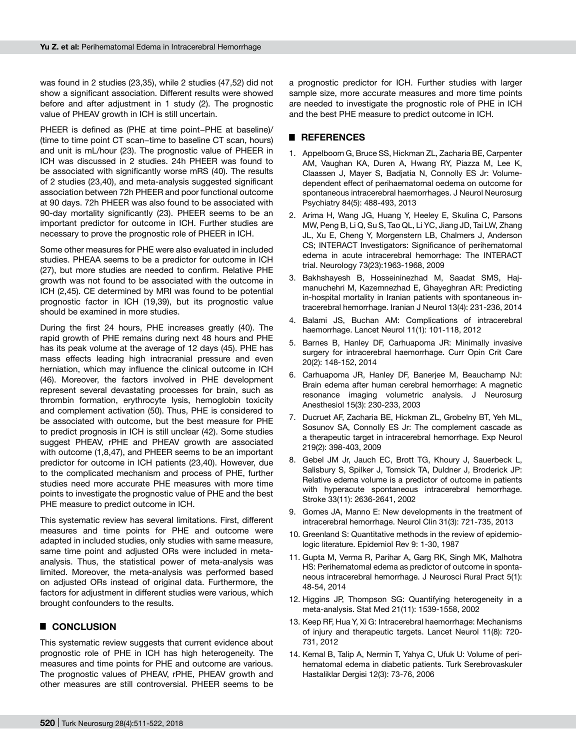was found in 2 studies (23,35), while 2 studies (47,52) did not show a significant association. Different results were showed before and after adjustment in 1 study (2). The prognostic value of PHEAV growth in ICH is still uncertain.

PHEER is defined as (PHE at time point−PHE at baseline)/(time to time point CT scan−time to baseline CT scan, hours) and unit is mL/hour (23). The prognostic value of PHEER in ICH was discussed in 2 studies. 24h PHEER was found to be associated with significantly worse mRS (40). The results of 2 studies (23,40), and meta-analysis suggested significant association between 72h PHEER and poor functional outcome at 90 days. 72h PHEER was also found to be associated with 90-day mortality significantly (23). PHEER seems to be an important predictor for outcome in ICH. Further studies are necessary to prove the prognostic role of PHEER in ICH.

Some other measures for PHE were also evaluated in included studies. PHEAA seems to be a predictor for outcome in ICH (27), but more studies are needed to confirm. Relative PHE growth was not found to be associated with the outcome in ICH (2,45). CE determined by MRI was found to be potential prognostic factor in ICH (19,39), but its prognostic value should be examined in more studies.

During the first 24 hours, PHE increases greatly (40). The rapid growth of PHE remains during next 48 hours and PHE has its peak volume at the average of 12 days (45). PHE has mass effects leading high intracranial pressure and even herniation, which may influence the clinical outcome in ICH (46). Moreover, the factors involved in PHE development represent several devastating processes for brain, such as thrombin formation, erythrocyte lysis, hemoglobin toxicity and complement activation (50). Thus, PHE is considered to be associated with outcome, but the best measure for PHE to predict prognosis in ICH is still unclear (42). Some studies suggest PHEAV, rPHE and PHEAV growth are associated with outcome (1,8,47), and PHEER seems to be an important predictor for outcome in ICH patients (23,40). However, due to the complicated mechanism and process of PHE, further studies need more accurate PHE measures with more time points to investigate the prognostic value of PHE and the best PHE measure to predict outcome in ICH.

This systematic review has several limitations. First, different measures and time points for PHE and outcome were adapted in included studies, only studies with same measure, same time point and adjusted ORs were included in meta-analysis. Thus, the statistical power of meta-analysis was limited. Moreover, the meta-analysis was performed based on adjusted ORs instead of original data. Furthermore, the factors for adjustment in different studies were various, which brought confounders to the results.

## CONCLUSION

This systematic review suggests that current evidence about prognostic role of PHE in ICH has high heterogeneity. The measures and time points for PHE and outcome are various. The prognostic values of PHEAV, rPHE, PHEAV growth and other measures are still controversial. PHEER seems to be a prognostic predictor for ICH. Further studies with larger sample size, more accurate measures and more time points are needed to investigate the prognostic role of PHE in ICH and the best PHE measure to predict outcome in ICH.

## REFERENCES

1. Appelboom G, Bruce SS, Hickman ZL, Zacharia BE, Carpenter AM, Vaughan KA, Duren A, Hwang RY, Piazza M, Lee K, Claassen J, Mayer S, Badjatia N, Connolly ES Jr: Volume-dependent effect of perihaematomal oedema on outcome for spontaneous intracerebral haemorrhages. J Neurol Neurosurg Psychiatry 84(5): 488-493, 2013
2. Arima H, Wang JG, Huang Y, Heeley E, Skulina C, Parsons MW, Peng B, Li Q, Su S, Tao QL, Li YC, Jiang JD, Tai LW, Zhang JL, Xu E, Cheng Y, Morgenstern LB, Chalmers J, Anderson CS; INTERACT Investigators: Significance of perihematomal edema in acute intracerebral hemorrhage: The INTERACT trial. Neurology 73(23):1963-1968, 2009
3. Bakhshayesh B, Hosseininezhad M, Saadat SMS, Hajmanuchehri M, Kazemnezhad E, Ghayeghran AR: Predicting in-hospital mortality in Iranian patients with spontaneous intracerebral hemorrhage. Iranian J Neurol 13(4): 231-236, 2014
4. Balami JS, Buchan AM: Complications of intracerebral haemorrhage. Lancet Neurol 11(1): 101-118, 2012
5. Barnes B, Hanley DF, Carhuapoma JR: Minimally invasive surgery for intracerebral haemorrhage. Curr Opin Crit Care 20(2): 148-152, 2014
6. Carhuapoma JR, Hanley DF, Banerjee M, Beauchamp NJ: Brain edema after human cerebral hemorrhage: A magnetic resonance imaging volumetric analysis. J Neurosurg Anesthesiol 15(3): 230-233, 2003
7. Ducruet AF, Zacharia BE, Hickman ZL, Grobelny BT, Yeh ML, Sosunov SA, Connolly ES Jr: The complement cascade as a therapeutic target in intracerebral hemorrhage. Exp Neurol 219(2): 398-403, 2009
8. Gebel JM Jr, Jauch EC, Brott TG, Khoury J, Sauerbeck L, Salisbury S, Spilker J, Tomsick TA, Duldner J, Broderick JP: Relative edema volume is a predictor of outcome in patients with hyperacute spontaneous intracerebral hemorrhage. Stroke 33(11): 2636-2641, 2002
9. Gomes JA, Manno E: New developments in the treatment of intracerebral hemorrhage. Neurol Clin 31(3): 721-735, 2013
10. Greenland S: Quantitative methods in the review of epidemiologic literature. Epidemiol Rev 9: 1-30, 1987
11. Gupta M, Verma R, Parihar A, Garg RK, Singh MK, Malhotra HS: Perihematomal edema as predictor of outcome in spontaneous intracerebral hemorrhage. J Neurosci Rural Pract 5(1): 48-54, 2014
12. Higgins JP, Thompson SG: Quantifying heterogeneity in a meta-analysis. Stat Med 21(11): 1539-1558, 2002
13. Keep RF, Hua Y, Xi G: Intracerebral haemorrhage: Mechanisms of injury and therapeutic targets. Lancet Neurol 11(8): 720-731, 2012
14. Kemal B, Talip A, Nermin T, Yahya C, Ufuk U: Volume of perihematomal edema in diabetic patients. Turk Serebrovaskuler Hastaliklar Dergisi 12(3): 73-76, 2006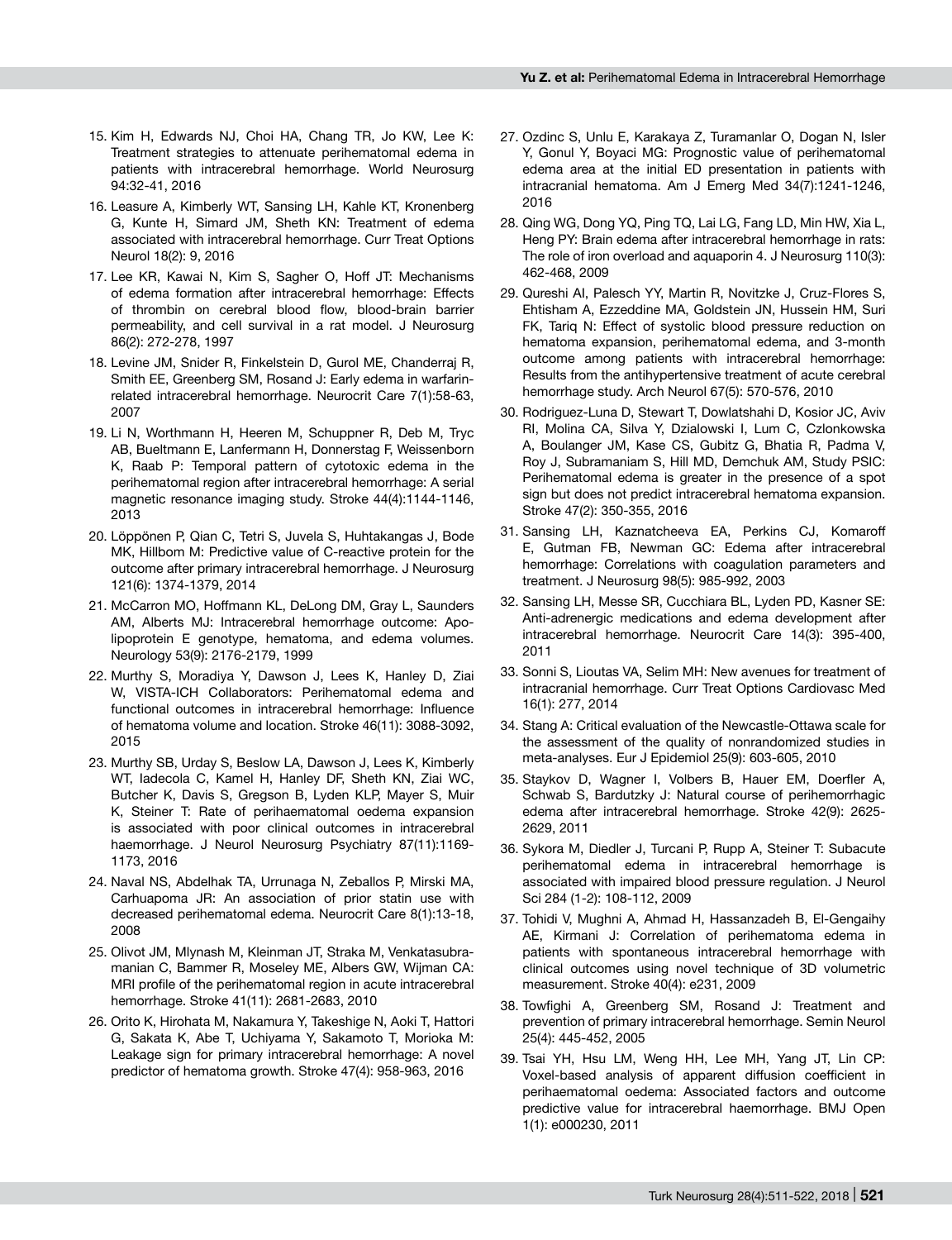15. Kim H, Edwards NJ, Choi HA, Chang TR, Jo KW, Lee K: Treatment strategies to attenuate perihematomal edema in patients with intracerebral hemorrhage. World Neurosurg 94:32-41, 2016

16. Leasure A, Kimberly WT, Sansing LH, Kahle KT, Kronenberg G, Kunte H, Simard JM, Sheth KN: Treatment of edema associated with intracerebral hemorrhage. Curr Treat Options Neurol 18(2): 9, 2016

17. Lee KR, Kawai N, Kim S, Sagher O, Hoff JT: Mechanisms of edema formation after intracerebral hemorrhage: Effects of thrombin on cerebral blood flow, blood-brain barrier permeability, and cell survival in a rat model. J Neurosurg 86(2): 272-278, 1997

18. Levine JM, Snider R, Finkelstein D, Gurol ME, Chanderraj R, Smith EE, Greenberg SM, Rosand J: Early edema in warfarin-related intracerebral hemorrhage. Neurocrit Care 7(1):58-63, 2007

19. Li N, Worthmann H, Heeren M, Schuppner R, Deb M, Tryc AB, Bueltmann E, Lanfermann H, Donnerstag F, Weissenborn K, Raab P: Temporal pattern of cytotoxic edema in the perihematomal region after intracerebral hemorrhage: A serial magnetic resonance imaging study. Stroke 44(4):1144-1146, 2013

20. Löppönen P, Qian C, Tetri S, Juvela S, Huhtakangas J, Bode MK, Hillbom M: Predictive value of C-reactive protein for the outcome after primary intracerebral hemorrhage. J Neurosurg 121(6): 1374-1379, 2014

21. McCarron MO, Hoffmann KL, DeLong DM, Gray L, Saunders AM, Alberts MJ: Intracerebral hemorrhage outcome: Apolipoprotein E genotype, hematoma, and edema volumes. Neurology 53(9): 2176-2179, 1999

22. Murthy S, Moradiya Y, Dawson J, Lees K, Hanley D, Ziai W, VISTA-ICH Collaborators: Perihematomal edema and functional outcomes in intracerebral hemorrhage: Influence of hematoma volume and location. Stroke 46(11): 3088-3092, 2015

23. Murthy SB, Urday S, Beslow LA, Dawson J, Lees K, Kimberly WT, Iadecola C, Kamel H, Hanley DF, Sheth KN, Ziai WC, Butcher K, Davis S, Gregson B, Lyden KLP, Mayer S, Muir K, Steiner T: Rate of perihaematomal oedema expansion is associated with poor clinical outcomes in intracerebral haemorrhage. J Neurol Neurosurg Psychiatry 87(11):1169-1173, 2016

24. Naval NS, Abdelhak TA, Urrunaga N, Zeballos P, Mirski MA, Carhuapoma JR: An association of prior statin use with decreased perihematomal edema. Neurocrit Care 8(1):13-18, 2008

25. Olivot JM, Mlynash M, Kleinman JT, Straka M, Venkatasubramanian C, Bammer R, Moseley ME, Albers GW, Wijman CA: MRI profile of the perihematomal region in acute intracerebral hemorrhage. Stroke 41(11): 2681-2683, 2010

26. Orito K, Hirohata M, Nakamura Y, Takeshige N, Aoki T, Hattori G, Sakata K, Abe T, Uchiyama Y, Sakamoto T, Morioka M: Leakage sign for primary intracerebral hemorrhage: A novel predictor of hematoma growth. Stroke 47(4): 958-963, 2016

27. Ozdinc S, Unlu E, Karakaya Z, Turamanlar O, Dogan N, Isler Y, Gonul Y, Boyaci MG: Prognostic value of perihematomal edema area at the initial ED presentation in patients with intracranial hematoma. Am J Emerg Med 34(7):1241-1246, 2016

28. Qing WG, Dong YQ, Ping TQ, Lai LG, Fang LD, Min HW, Xia L, Heng PY: Brain edema after intracerebral hemorrhage in rats: The role of iron overload and aquaporin 4. J Neurosurg 110(3): 462-468, 2009

29. Qureshi AI, Palesch YY, Martin R, Novitzke J, Cruz-Flores S, Ehtisham A, Ezzeddine MA, Goldstein JN, Hussein HM, Suri FK, Tariq N: Effect of systolic blood pressure reduction on hematoma expansion, perihematomal edema, and 3-month outcome among patients with intracerebral hemorrhage: Results from the antihypertensive treatment of acute cerebral hemorrhage study. Arch Neurol 67(5): 570-576, 2010

30. Rodriguez-Luna D, Stewart T, Dowlatshahi D, Kosior JC, Aviv RI, Molina CA, Silva Y, Dzialowski I, Lum C, Czlonkowska A, Boulanger JM, Kase CS, Gubitz G, Bhatia R, Padma V, Roy J, Subramaniam S, Hill MD, Demchuk AM, Study PSIC: Perihematomal edema is greater in the presence of a spot sign but does not predict intracerebral hematoma expansion. Stroke 47(2): 350-355, 2016

31. Sansing LH, Kaznatcheeva EA, Perkins CJ, Komaroff E, Gutman FB, Newman GC: Edema after intracerebral hemorrhage: Correlations with coagulation parameters and treatment. J Neurosurg 98(5): 985-992, 2003

32. Sansing LH, Messe SR, Cucchiara BL, Lyden PD, Kasner SE: Anti-adrenergic medications and edema development after intracerebral hemorrhage. Neurocrit Care 14(3): 395-400, 2011

33. Sonni S, Lioutas VA, Selim MH: New avenues for treatment of intracranial hemorrhage. Curr Treat Options Cardiovasc Med 16(1): 277, 2014

34. Stang A: Critical evaluation of the Newcastle-Ottawa scale for the assessment of the quality of nonrandomized studies in meta-analyses. Eur J Epidemiol 25(9): 603-605, 2010

35. Staykov D, Wagner I, Volbers B, Hauer EM, Doerfler A, Schwab S, Bardutzky J: Natural course of perihemorrhagic edema after intracerebral hemorrhage. Stroke 42(9): 2625-2629, 2011

36. Sykora M, Diedler J, Turcani P, Rupp A, Steiner T: Subacute perihematomal edema in intracerebral hemorrhage is associated with impaired blood pressure regulation. J Neurol Sci 284 (1-2): 108-112, 2009

37. Tohidi V, Mughni A, Ahmad H, Hassanzadeh B, El-Gengaihy AE, Kirmani J: Correlation of perihematoma edema in patients with spontaneous intracerebral hemorrhage with clinical outcomes using novel technique of 3D volumetric measurement. Stroke 40(4): e231, 2009

38. Towfighi A, Greenberg SM, Rosand J: Treatment and prevention of primary intracerebral hemorrhage. Semin Neurol 25(4): 445-452, 2005

39. Tsai YH, Hsu LM, Weng HH, Lee MH, Yang JT, Lin CP: Voxel-based analysis of apparent diffusion coefficient in perihaematomal oedema: Associated factors and outcome predictive value for intracerebral haemorrhage. BMJ Open 1(1): e000230, 2011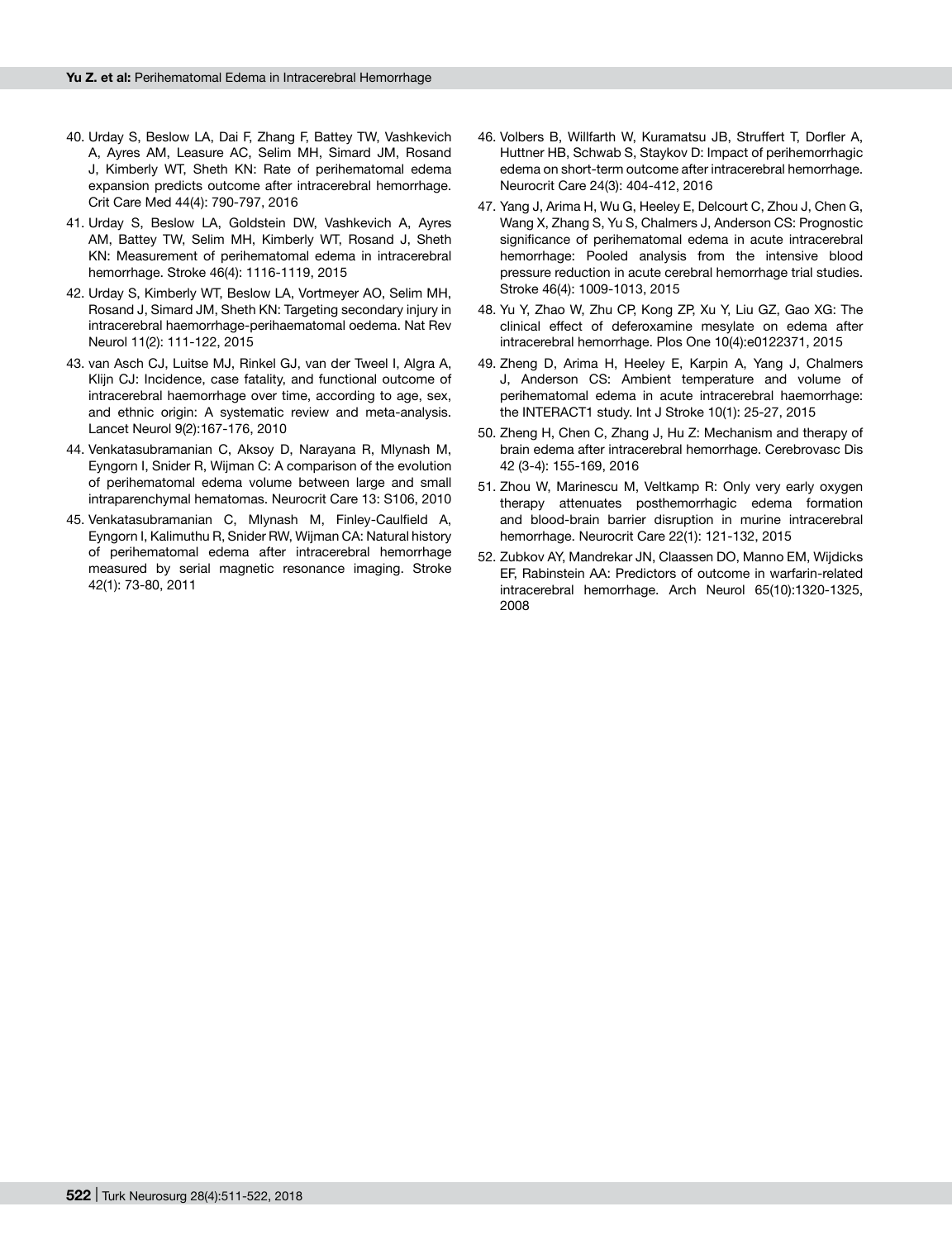40. Urday S, Beslow LA, Dai F, Zhang F, Battey TW, Vashkevich A, Ayres AM, Leasure AC, Selim MH, Simard JM, Rosand J, Kimberly WT, Sheth KN: Rate of perihematomal edema expansion predicts outcome after intracerebral hemorrhage. Crit Care Med 44(4): 790-797, 2016
41. Urday S, Beslow LA, Goldstein DW, Vashkevich A, Ayres AM, Battey TW, Selim MH, Kimberly WT, Rosand J, Sheth KN: Measurement of perihematomal edema in intracerebral hemorrhage. Stroke 46(4): 1116-1119, 2015
42. Urday S, Kimberly WT, Beslow LA, Vortmeyer AO, Selim MH, Rosand J, Simard JM, Sheth KN: Targeting secondary injury in intracerebral haemorrhage-perihaematomal oedema. Nat Rev Neurol 11(2): 111-122, 2015
43. van Asch CJ, Luitse MJ, Rinkel GJ, van der Tweel I, Algra A, Klijn CJ: Incidence, case fatality, and functional outcome of intracerebral haemorrhage over time, according to age, sex, and ethnic origin: A systematic review and meta-analysis. Lancet Neurol 9(2):167-176, 2010
44. Venkatasubramanian C, Aksoy D, Narayana R, Mlynash M, Eyngorn I, Snider R, Wijman C: A comparison of the evolution of perihematomal edema volume between large and small intraparenchymal hematomas. Neurocrit Care 13: S106, 2010
45. Venkatasubramanian C, Mlynash M, Finley-Caulfield A, Eyngorn I, Kalimuthu R, Snider RW, Wijman CA: Natural history of perihematomal edema after intracerebral hemorrhage measured by serial magnetic resonance imaging. Stroke 42(1): 73-80, 2011
46. Volbers B, Willfarth W, Kuramatsu JB, Struffert T, Dorfler A, Huttner HB, Schwab S, Staykov D: Impact of perihemorrhagic edema on short-term outcome after intracerebral hemorrhage. Neurocrit Care 24(3): 404-412, 2016
47. Yang J, Arima H, Wu G, Heeley E, Delcourt C, Zhou J, Chen G, Wang X, Zhang S, Yu S, Chalmers J, Anderson CS: Prognostic significance of perihematomal edema in acute intracerebral hemorrhage: Pooled analysis from the intensive blood pressure reduction in acute cerebral hemorrhage trial studies. Stroke 46(4): 1009-1013, 2015
48. Yu Y, Zhao W, Zhu CP, Kong ZP, Xu Y, Liu GZ, Gao XG: The clinical effect of deferoxamine mesylate on edema after intracerebral hemorrhage. Plos One 10(4):e0122371, 2015
49. Zheng D, Arima H, Heeley E, Karpin A, Yang J, Chalmers J, Anderson CS: Ambient temperature and volume of perihematomal edema in acute intracerebral haemorrhage: the INTERACT1 study. Int J Stroke 10(1): 25-27, 2015
50. Zheng H, Chen C, Zhang J, Hu Z: Mechanism and therapy of brain edema after intracerebral hemorrhage. Cerebrovasc Dis 42 (3-4): 155-169, 2016
51. Zhou W, Marinescu M, Veltkamp R: Only very early oxygen therapy attenuates posthemorrhagic edema formation and blood-brain barrier disruption in murine intracerebral hemorrhage. Neurocrit Care 22(1): 121-132, 2015
52. Zubkov AY, Mandrekar JN, Claassen DO, Manno EM, Wijdicks EF, Rabinstein AA: Predictors of outcome in warfarin-related intracerebral hemorrhage. Arch Neurol 65(10):1320-1325, 2008